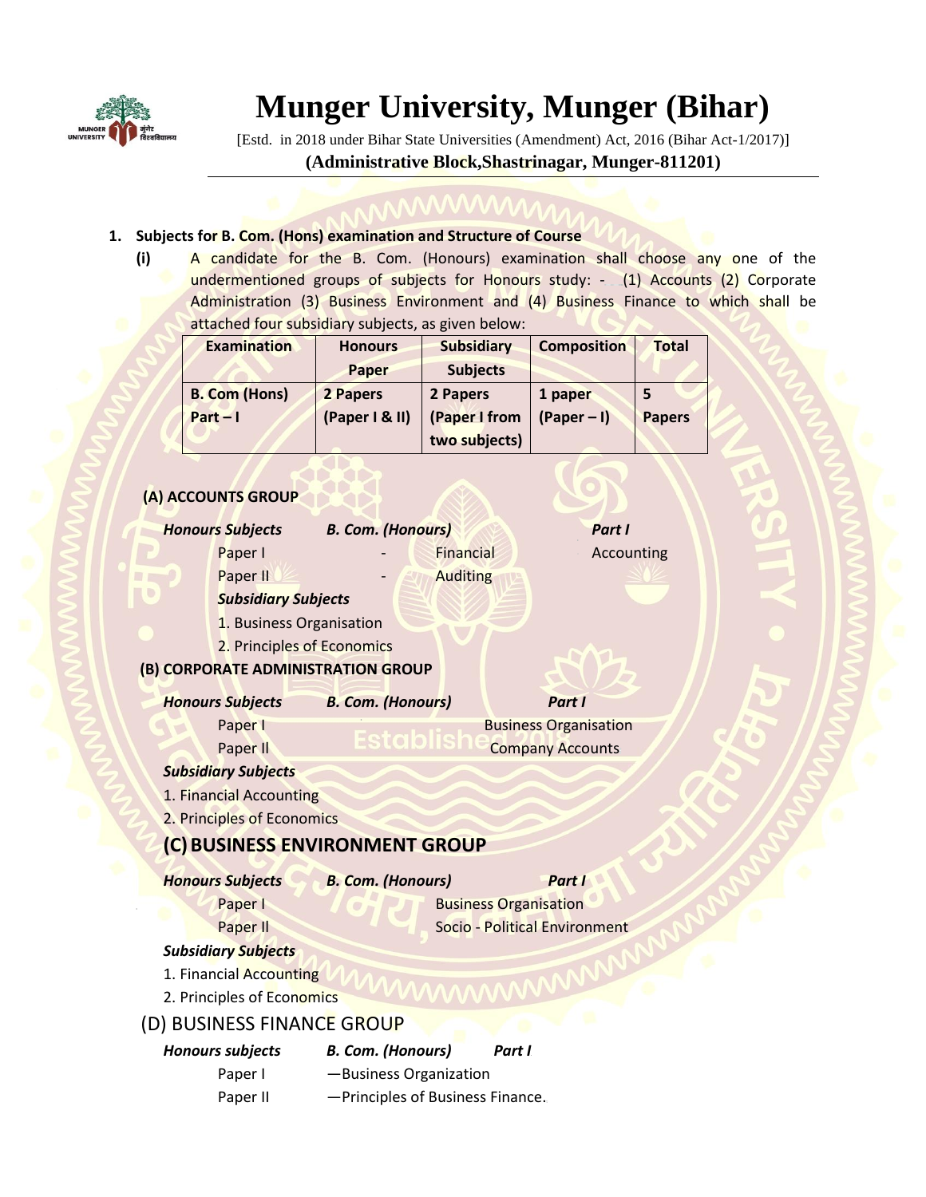# Munger University, Munger (Bihar)

[Estd. in 2018 under Bihar State Universities (Amendment) Act, 2016 (Bihar Act-1/2017)]

**(Administrative Block,Shastrinagar, Munger-811201)**

1. **Subjects for B. Com. (Hons) examination and Structure of Course**

   **(i)** A candidate for the B. Com. (Honours) examination shall choose any one of the undermentioned groups of subjects for Honours study: - (1) Accounts (2) Corporate Administration (3) Business Environment and (4) Business Finance to which shall be attached four subsidiary subjects, as given below:

| Examination | Honours Paper | Subsidiary Subjects | Composition | Total |
|---|---|---|---|---|
| **B. Com (Hons) Part – I** | **2 Papers (Paper I & II)** | **2 Papers (Paper I from two subjects)** | **1 paper (Paper – I)** | **5 Papers** |

**(A) ACCOUNTS GROUP**

***Honours Subjects*** ***B. Com. (Honours)*** ***Part I***

Paper I - Financial Accounting

Paper II - Auditing

***Subsidiary Subjects***

1. Business Organisation
2. Principles of Economics

**(B) CORPORATE ADMINISTRATION GROUP**

***Honours Subjects*** ***B. Com. (Honours)*** ***Part I***

Paper I Business Organisation

Paper II Company Accounts

***Subsidiary Subjects***

1. Financial Accounting
2. Principles of Economics

## (C) BUSINESS ENVIRONMENT GROUP

***Honours Subjects*** ***B. Com. (Honours)*** ***Part I***

Paper I Business Organisation

Paper II Socio - Political Environment

***Subsidiary Subjects***

1. Financial Accounting
2. Principles of Economics

## (D) BUSINESS FINANCE GROUP

***Honours subjects*** ***B. Com. (Honours)*** ***Part I***

Paper I —Business Organization

Paper II —Principles of Business Finance.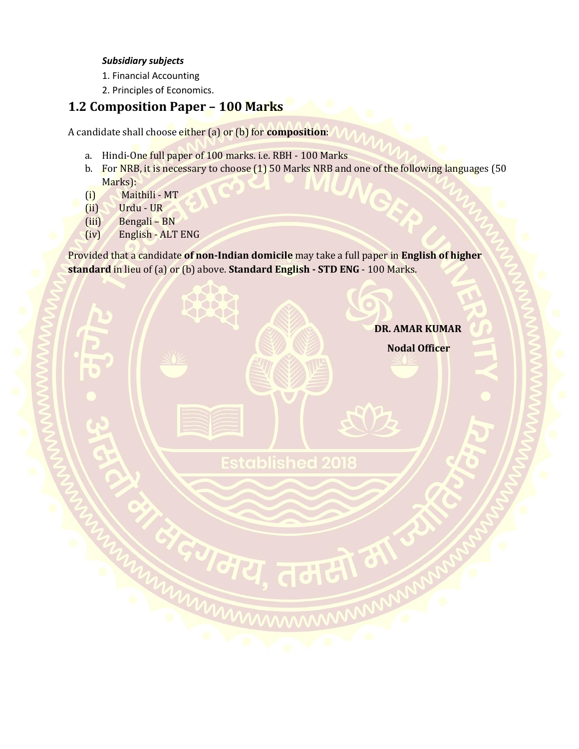*Subsidiary subjects*

1. Financial Accounting
2. Principles of Economics.

## 1.2 Composition Paper – 100 Marks

A candidate shall choose either (a) or (b) for **composition**:

a. Hindi-One full paper of 100 marks. i.e. RBH - 100 Marks
b. For NRB, it is necessary to choose (1) 50 Marks NRB and one of the following languages (50 Marks):

(i) Maithili - MT
(ii) Urdu - UR
(iii) Bengali – BN
(iv) English - ALT ENG

Provided that a candidate **of non-Indian domicile** may take a full paper in **English of higher standard** in lieu of (a) or (b) above. **Standard English - STD ENG** - 100 Marks.

**DR. AMAR KUMAR**

**Nodal Officer**